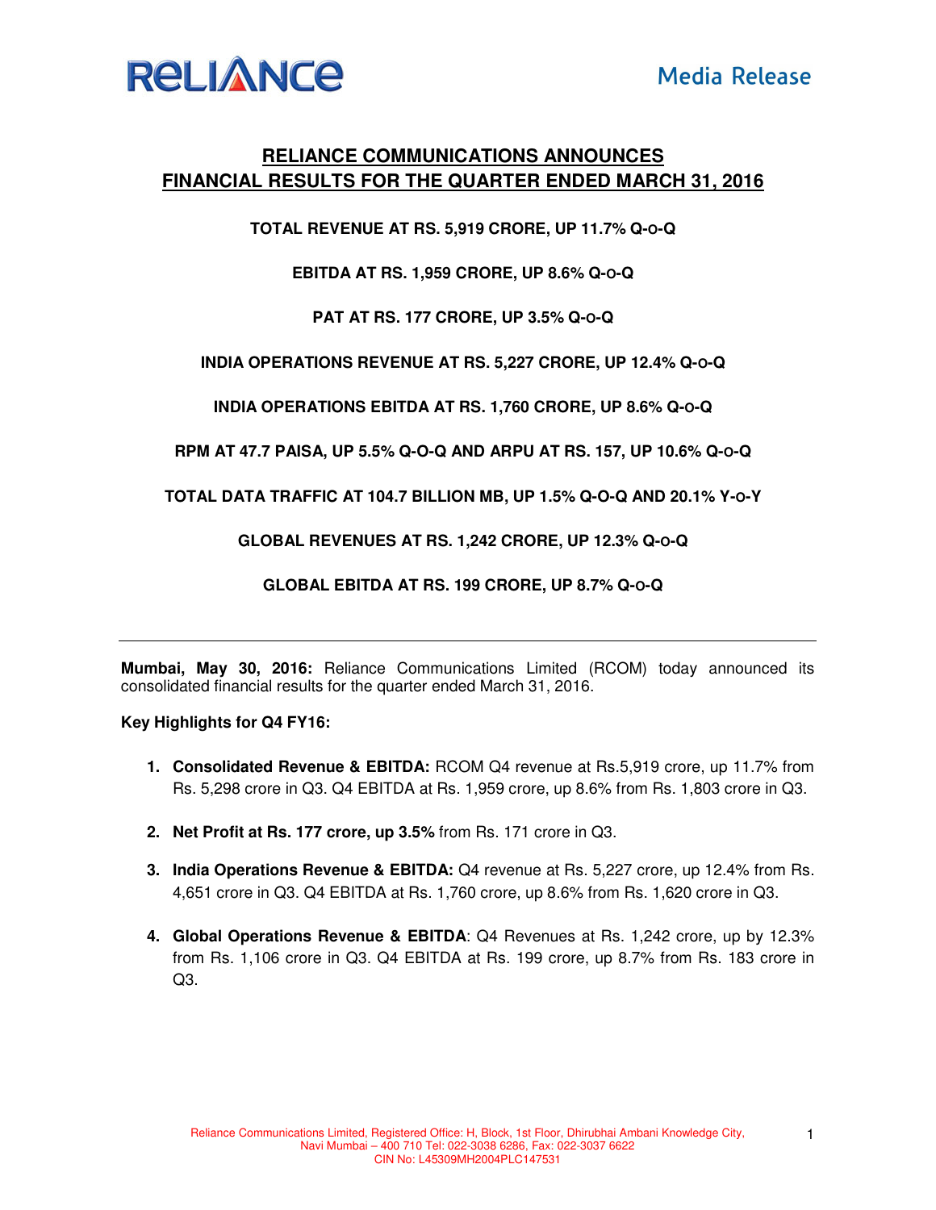RELIANCE

Media Release

# RELIANCE COMMUNICATIONS ANNOUNCES FINANCIAL RESULTS FOR THE QUARTER ENDED MARCH 31, 2016

**TOTAL REVENUE AT RS. 5,919 CRORE, UP 11.7% Q-O-Q**

**EBITDA AT RS. 1,959 CRORE, UP 8.6% Q-O-Q**

**PAT AT RS. 177 CRORE, UP 3.5% Q-O-Q**

**INDIA OPERATIONS REVENUE AT RS. 5,227 CRORE, UP 12.4% Q-O-Q**

**INDIA OPERATIONS EBITDA AT RS. 1,760 CRORE, UP 8.6% Q-O-Q**

**RPM AT 47.7 PAISA, UP 5.5% Q-O-Q AND ARPU AT RS. 157, UP 10.6% Q-O-Q**

**TOTAL DATA TRAFFIC AT 104.7 BILLION MB, UP 1.5% Q-O-Q AND 20.1% Y-O-Y**

**GLOBAL REVENUES AT RS. 1,242 CRORE, UP 12.3% Q-O-Q**

**GLOBAL EBITDA AT RS. 199 CRORE, UP 8.7% Q-O-Q**

---

**Mumbai, May 30, 2016:** Reliance Communications Limited (RCOM) today announced its consolidated financial results for the quarter ended March 31, 2016.

**Key Highlights for Q4 FY16:**

1. **Consolidated Revenue & EBITDA:** RCOM Q4 revenue at Rs.5,919 crore, up 11.7% from Rs. 5,298 crore in Q3. Q4 EBITDA at Rs. 1,959 crore, up 8.6% from Rs. 1,803 crore in Q3.

2. **Net Profit at Rs. 177 crore, up 3.5%** from Rs. 171 crore in Q3.

3. **India Operations Revenue & EBITDA:** Q4 revenue at Rs. 5,227 crore, up 12.4% from Rs. 4,651 crore in Q3. Q4 EBITDA at Rs. 1,760 crore, up 8.6% from Rs. 1,620 crore in Q3.

4. **Global Operations Revenue & EBITDA**: Q4 Revenues at Rs. 1,242 crore, up by 12.3% from Rs. 1,106 crore in Q3. Q4 EBITDA at Rs. 199 crore, up 8.7% from Rs. 183 crore in Q3.

Reliance Communications Limited, Registered Office: H, Block, 1st Floor, Dhirubhai Ambani Knowledge City, Navi Mumbai – 400 710 Tel: 022-3038 6286, Fax: 022-3037 6622
CIN No: L45309MH2004PLC147531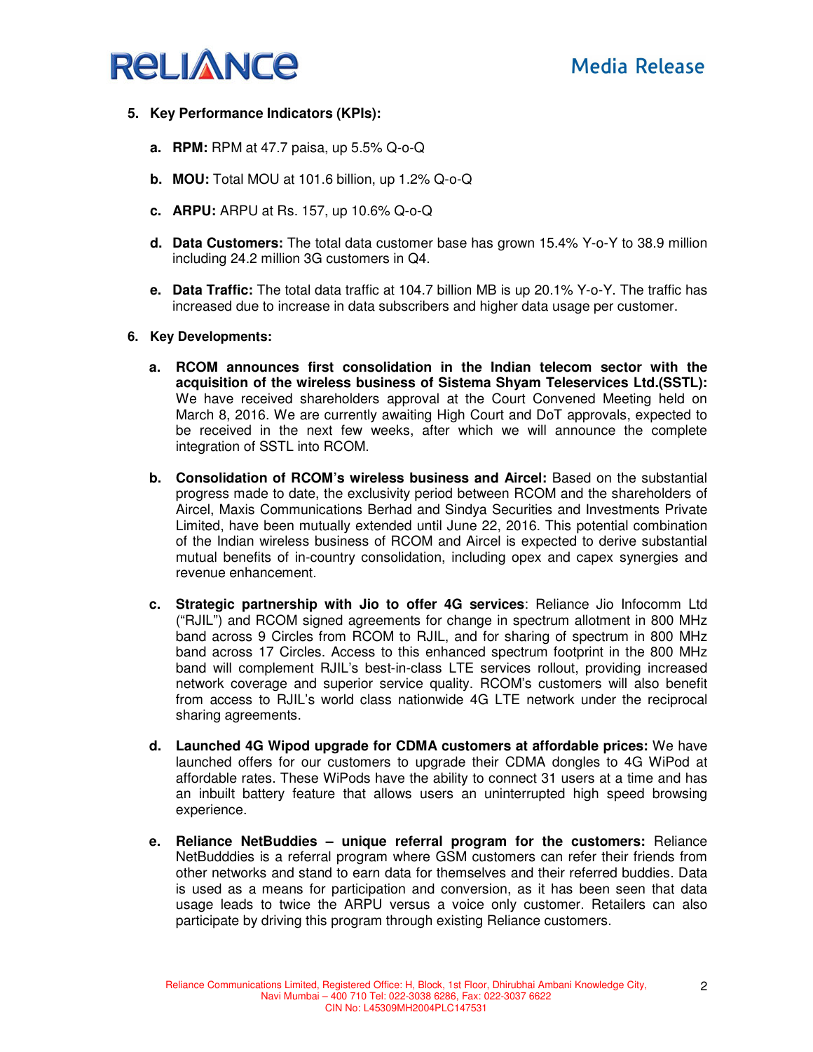5. **Key Performance Indicators (KPIs):**

   a. **RPM:** RPM at 47.7 paisa, up 5.5% Q-o-Q

   b. **MOU:** Total MOU at 101.6 billion, up 1.2% Q-o-Q

   c. **ARPU:** ARPU at Rs. 157, up 10.6% Q-o-Q

   d. **Data Customers:** The total data customer base has grown 15.4% Y-o-Y to 38.9 million including 24.2 million 3G customers in Q4.

   e. **Data Traffic:** The total data traffic at 104.7 billion MB is up 20.1% Y-o-Y. The traffic has increased due to increase in data subscribers and higher data usage per customer.

6. **Key Developments:**

   a. **RCOM announces first consolidation in the Indian telecom sector with the acquisition of the wireless business of Sistema Shyam Teleservices Ltd.(SSTL):** We have received shareholders approval at the Court Convened Meeting held on March 8, 2016. We are currently awaiting High Court and DoT approvals, expected to be received in the next few weeks, after which we will announce the complete integration of SSTL into RCOM.

   b. **Consolidation of RCOM's wireless business and Aircel:** Based on the substantial progress made to date, the exclusivity period between RCOM and the shareholders of Aircel, Maxis Communications Berhad and Sindya Securities and Investments Private Limited, have been mutually extended until June 22, 2016. This potential combination of the Indian wireless business of RCOM and Aircel is expected to derive substantial mutual benefits of in-country consolidation, including opex and capex synergies and revenue enhancement.

   c. **Strategic partnership with Jio to offer 4G services**: Reliance Jio Infocomm Ltd ("RJIL") and RCOM signed agreements for change in spectrum allotment in 800 MHz band across 9 Circles from RCOM to RJIL, and for sharing of spectrum in 800 MHz band across 17 Circles. Access to this enhanced spectrum footprint in the 800 MHz band will complement RJIL's best-in-class LTE services rollout, providing increased network coverage and superior service quality. RCOM's customers will also benefit from access to RJIL's world class nationwide 4G LTE network under the reciprocal sharing agreements.

   d. **Launched 4G Wipod upgrade for CDMA customers at affordable prices:** We have launched offers for our customers to upgrade their CDMA dongles to 4G WiPod at affordable rates. These WiPods have the ability to connect 31 users at a time and has an inbuilt battery feature that allows users an uninterrupted high speed browsing experience.

   e. **Reliance NetBuddies – unique referral program for the customers:** Reliance NetBudddies is a referral program where GSM customers can refer their friends from other networks and stand to earn data for themselves and their referred buddies. Data is used as a means for participation and conversion, as it has been seen that data usage leads to twice the ARPU versus a voice only customer. Retailers can also participate by driving this program through existing Reliance customers.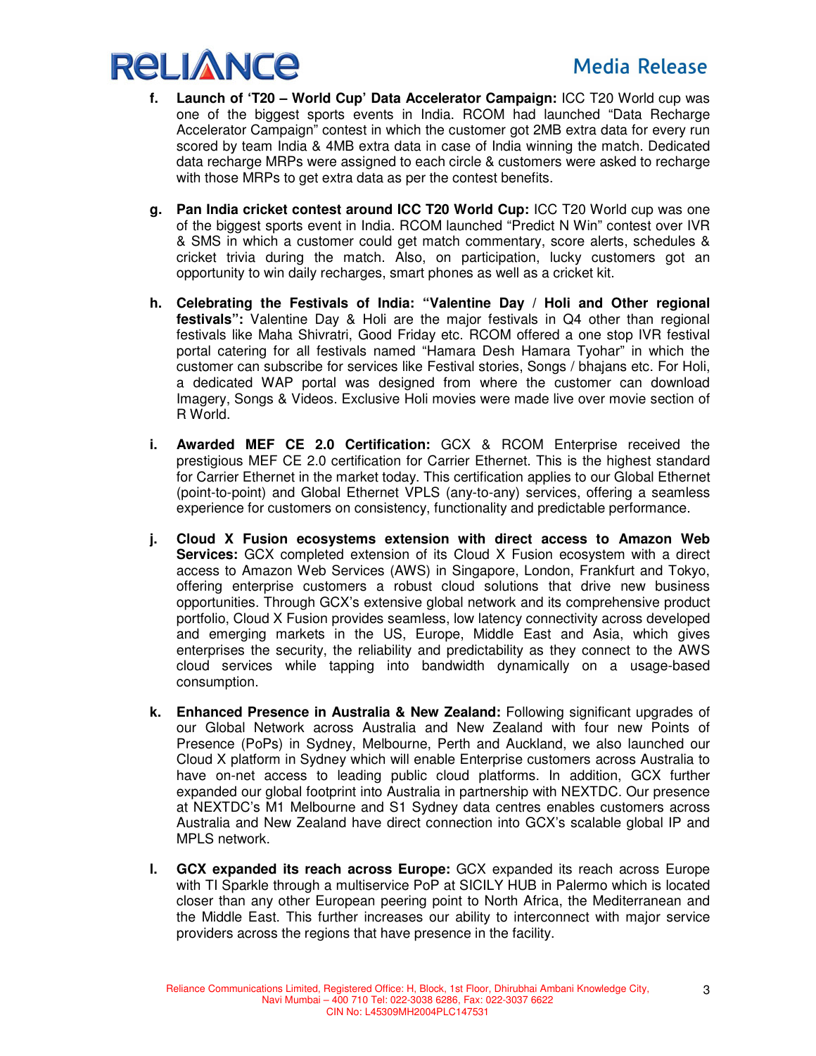f. **Launch of 'T20 – World Cup' Data Accelerator Campaign:** ICC T20 World cup was one of the biggest sports events in India. RCOM had launched "Data Recharge Accelerator Campaign" contest in which the customer got 2MB extra data for every run scored by team India & 4MB extra data in case of India winning the match. Dedicated data recharge MRPs were assigned to each circle & customers were asked to recharge with those MRPs to get extra data as per the contest benefits.

g. **Pan India cricket contest around ICC T20 World Cup:** ICC T20 World cup was one of the biggest sports event in India. RCOM launched "Predict N Win" contest over IVR & SMS in which a customer could get match commentary, score alerts, schedules & cricket trivia during the match. Also, on participation, lucky customers got an opportunity to win daily recharges, smart phones as well as a cricket kit.

h. **Celebrating the Festivals of India: "Valentine Day / Holi and Other regional festivals":** Valentine Day & Holi are the major festivals in Q4 other than regional festivals like Maha Shivratri, Good Friday etc. RCOM offered a one stop IVR festival portal catering for all festivals named "Hamara Desh Hamara Tyohar" in which the customer can subscribe for services like Festival stories, Songs / bhajans etc. For Holi, a dedicated WAP portal was designed from where the customer can download Imagery, Songs & Videos. Exclusive Holi movies were made live over movie section of R World.

i. **Awarded MEF CE 2.0 Certification:** GCX & RCOM Enterprise received the prestigious MEF CE 2.0 certification for Carrier Ethernet. This is the highest standard for Carrier Ethernet in the market today. This certification applies to our Global Ethernet (point-to-point) and Global Ethernet VPLS (any-to-any) services, offering a seamless experience for customers on consistency, functionality and predictable performance.

j. **Cloud X Fusion ecosystems extension with direct access to Amazon Web Services:** GCX completed extension of its Cloud X Fusion ecosystem with a direct access to Amazon Web Services (AWS) in Singapore, London, Frankfurt and Tokyo, offering enterprise customers a robust cloud solutions that drive new business opportunities. Through GCX's extensive global network and its comprehensive product portfolio, Cloud X Fusion provides seamless, low latency connectivity across developed and emerging markets in the US, Europe, Middle East and Asia, which gives enterprises the security, the reliability and predictability as they connect to the AWS cloud services while tapping into bandwidth dynamically on a usage-based consumption.

k. **Enhanced Presence in Australia & New Zealand:** Following significant upgrades of our Global Network across Australia and New Zealand with four new Points of Presence (PoPs) in Sydney, Melbourne, Perth and Auckland, we also launched our Cloud X platform in Sydney which will enable Enterprise customers across Australia to have on-net access to leading public cloud platforms. In addition, GCX further expanded our global footprint into Australia in partnership with NEXTDC. Our presence at NEXTDC's M1 Melbourne and S1 Sydney data centres enables customers across Australia and New Zealand have direct connection into GCX's scalable global IP and MPLS network.

l. **GCX expanded its reach across Europe:** GCX expanded its reach across Europe with TI Sparkle through a multiservice PoP at SICILY HUB in Palermo which is located closer than any other European peering point to North Africa, the Mediterranean and the Middle East. This further increases our ability to interconnect with major service providers across the regions that have presence in the facility.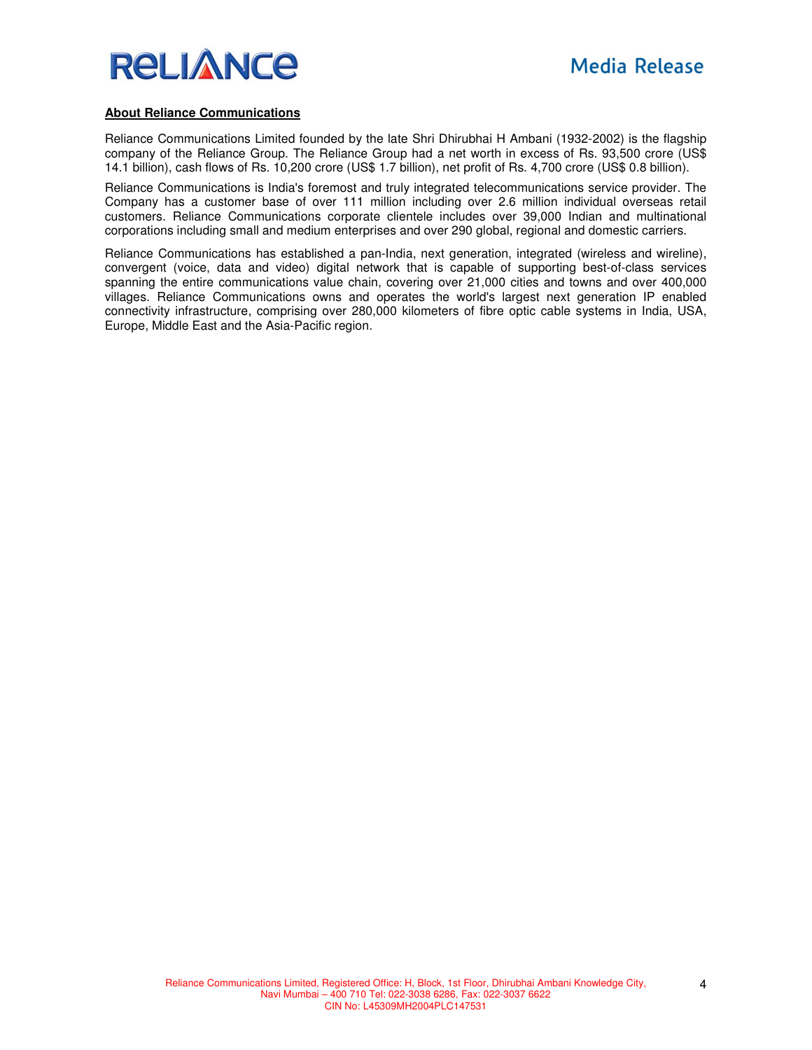**About Reliance Communications**

Reliance Communications Limited founded by the late Shri Dhirubhai H Ambani (1932-2002) is the flagship company of the Reliance Group. The Reliance Group had a net worth in excess of Rs. 93,500 crore (US$ 14.1 billion), cash flows of Rs. 10,200 crore (US$ 1.7 billion), net profit of Rs. 4,700 crore (US$ 0.8 billion).

Reliance Communications is India's foremost and truly integrated telecommunications service provider. The Company has a customer base of over 111 million including over 2.6 million individual overseas retail customers. Reliance Communications corporate clientele includes over 39,000 Indian and multinational corporations including small and medium enterprises and over 290 global, regional and domestic carriers.

Reliance Communications has established a pan-India, next generation, integrated (wireless and wireline), convergent (voice, data and video) digital network that is capable of supporting best-of-class services spanning the entire communications value chain, covering over 21,000 cities and towns and over 400,000 villages. Reliance Communications owns and operates the world's largest next generation IP enabled connectivity infrastructure, comprising over 280,000 kilometers of fibre optic cable systems in India, USA, Europe, Middle East and the Asia-Pacific region.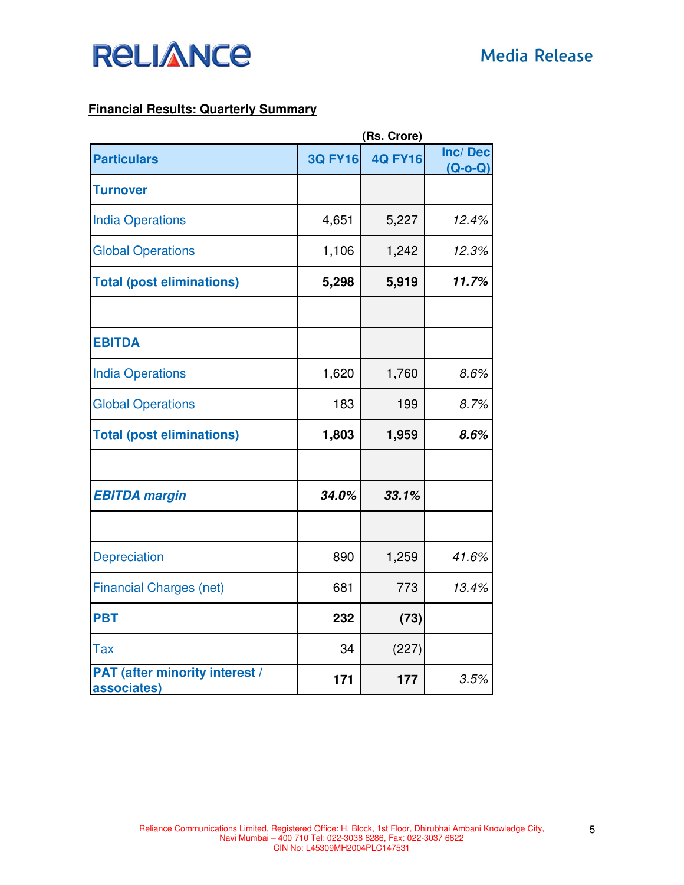**Financial Results: Quarterly Summary**

(Rs. Crore)

| Particulars | 3Q FY16 | 4Q FY16 | Inc/ Dec (Q-o-Q) |
|---|---|---|---|
| **Turnover** | | | |
| India Operations | 4,651 | 5,227 | *12.4%* |
| Global Operations | 1,106 | 1,242 | *12.3%* |
| **Total (post eliminations)** | **5,298** | **5,919** | ***11.7%*** |
| | | | |
| **EBITDA** | | | |
| India Operations | 1,620 | 1,760 | *8.6%* |
| Global Operations | 183 | 199 | *8.7%* |
| **Total (post eliminations)** | **1,803** | **1,959** | ***8.6%*** |
| | | | |
| ***EBITDA margin*** | ***34.0%*** | ***33.1%*** | |
| | | | |
| Depreciation | 890 | 1,259 | *41.6%* |
| Financial Charges (net) | 681 | 773 | *13.4%* |
| **PBT** | **232** | **(73)** | |
| Tax | 34 | (227) | |
| **PAT (after minority interest / associates)** | **171** | **177** | *3.5%* |

Reliance Communications Limited, Registered Office: H, Block, 1st Floor, Dhirubhai Ambani Knowledge City, Navi Mumbai – 400 710 Tel: 022-3038 6286, Fax: 022-3037 6622
CIN No: L45309MH2004PLC147531